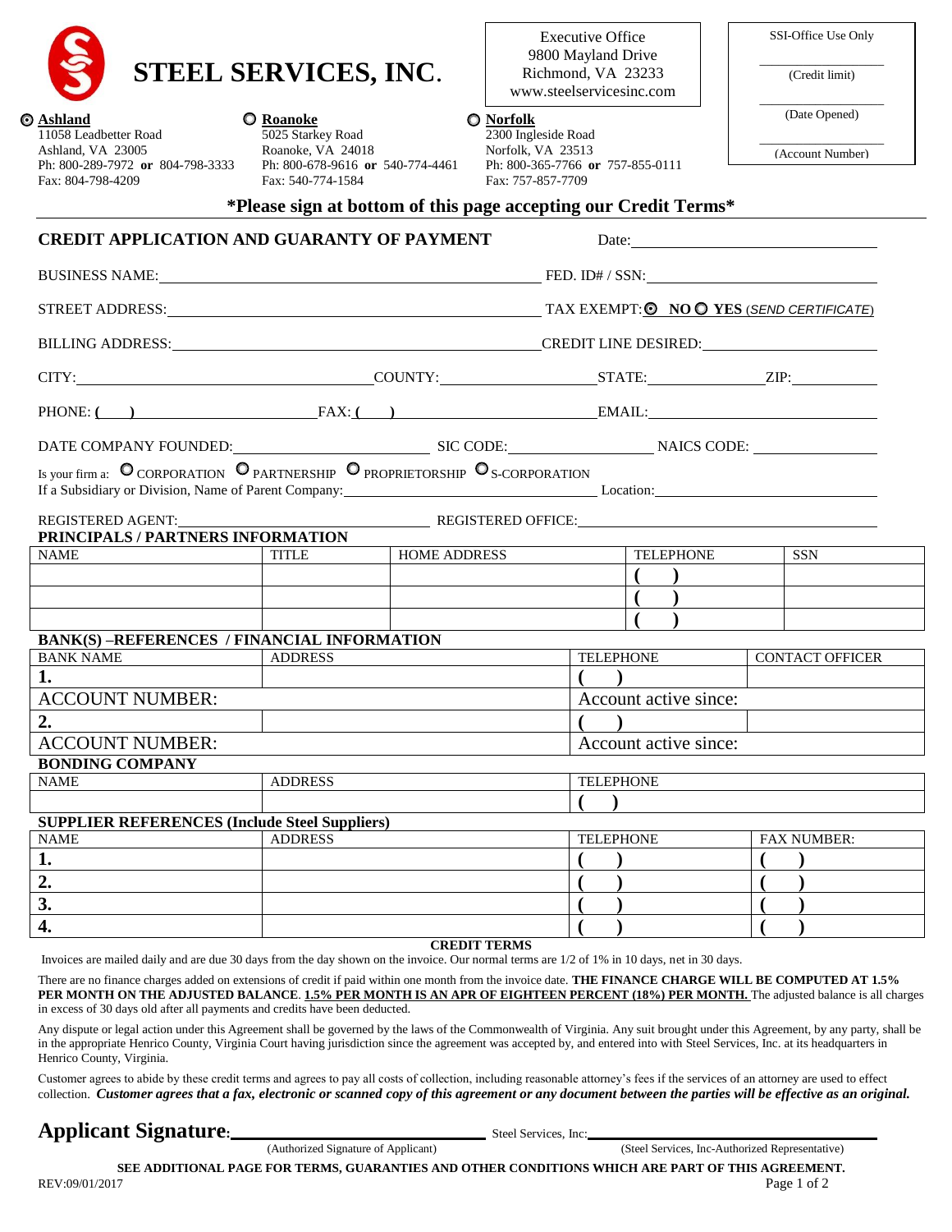# STEEL SERVICES, INC.

Executive Office
9800 Mayland Drive
Richmond, VA 23233
www.steelservicesinc.com

SSI-Office Use Only

(Credit limit)

(Date Opened)

(Account Number)

**Ashland**
11058 Leadbetter Road
Ashland, VA 23005
Ph: 800-289-7972 **or** 804-798-3333
Fax: 804-798-4209

**Roanoke**
5025 Starkey Road
Roanoke, VA 24018
Ph: 800-678-9616 **or** 540-774-4461
Fax: 540-774-1584

**Norfolk**
2300 Ingleside Road
Norfolk, VA 23513
Ph: 800-365-7766 **or** 757-855-0111
Fax: 757-857-7709

**\*Please sign at bottom of this page accepting our Credit Terms\***

## CREDIT APPLICATION AND GUARANTY OF PAYMENT

Date: ______________________

BUSINESS NAME: ______________________ FED. ID# / SSN: ______________________

STREET ADDRESS: ______________________ TAX EXEMPT: ○ **NO** ○ **YES** (*SEND CERTIFICATE*)

BILLING ADDRESS: ______________________ CREDIT LINE DESIRED: ______________________

CITY: ______________ COUNTY: ______________ STATE: ______________ ZIP: ______________

PHONE: ( ) ______________ FAX: ( ) ______________ EMAIL: ______________

DATE COMPANY FOUNDED: ______________ SIC CODE: ______________ NAICS CODE: ______________

Is your firm a: ○ CORPORATION ○ PARTNERSHIP ○ PROPRIETORSHIP ○ S-CORPORATION

If a Subsidiary or Division, Name of Parent Company: ______________________ Location: ______________________

REGISTERED AGENT: ______________________ REGISTERED OFFICE: ______________________

**PRINCIPALS / PARTNERS INFORMATION**

| NAME | TITLE | HOME ADDRESS | TELEPHONE | SSN |
|---|---|---|---|---|
| | | | ( ) | |
| | | | ( ) | |
| | | | ( ) | |

**BANK(S) –REFERENCES / FINANCIAL INFORMATION**

| BANK NAME | ADDRESS | TELEPHONE | CONTACT OFFICER |
|---|---|---|---|
| **1.** | | ( ) | |
| ACCOUNT NUMBER: | | Account active since: | |
| **2.** | | ( ) | |
| ACCOUNT NUMBER: | | Account active since: | |

**BONDING COMPANY**

| NAME | ADDRESS | TELEPHONE |
|---|---|---|
| | | ( ) |

**SUPPLIER REFERENCES (Include Steel Suppliers)**

| NAME | ADDRESS | TELEPHONE | FAX NUMBER: |
|---|---|---|---|
| **1.** | | ( ) | ( ) |
| **2.** | | ( ) | ( ) |
| **3.** | | ( ) | ( ) |
| **4.** | | ( ) | ( ) |

### CREDIT TERMS

Invoices are mailed daily and are due 30 days from the day shown on the invoice. Our normal terms are 1/2 of 1% in 10 days, net in 30 days.

There are no finance charges added on extensions of credit if paid within one month from the invoice date. **THE FINANCE CHARGE WILL BE COMPUTED AT 1.5% PER MONTH ON THE ADJUSTED BALANCE**. **1.5% PER MONTH IS AN APR OF EIGHTEEN PERCENT (18%) PER MONTH.** The adjusted balance is all charges in excess of 30 days old after all payments and credits have been deducted.

Any dispute or legal action under this Agreement shall be governed by the laws of the Commonwealth of Virginia. Any suit brought under this Agreement, by any party, shall be in the appropriate Henrico County, Virginia Court having jurisdiction since the agreement was accepted by, and entered into with Steel Services, Inc. at its headquarters in Henrico County, Virginia.

Customer agrees to abide by these credit terms and agrees to pay all costs of collection, including reasonable attorney's fees if the services of an attorney are used to effect collection. ***Customer agrees that a fax, electronic or scanned copy of this agreement or any document between the parties will be effective as an original.***

**Applicant Signature:** ______________________ (Authorized Signature of Applicant)

Steel Services, Inc: ______________________ (Steel Services, Inc-Authorized Representative)

**SEE ADDITIONAL PAGE FOR TERMS, GUARANTIES AND OTHER CONDITIONS WHICH ARE PART OF THIS AGREEMENT.**

REV:09/01/2017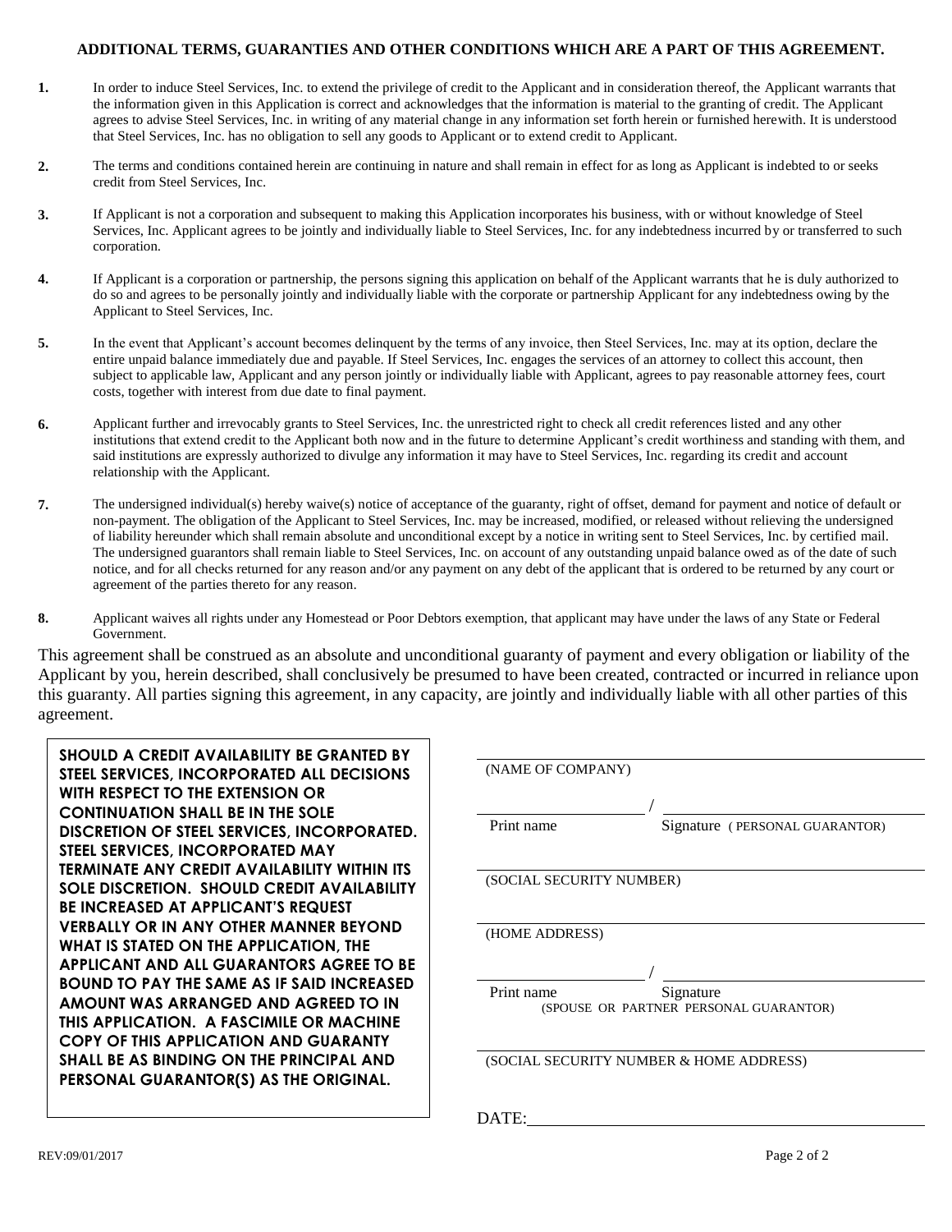**ADDITIONAL TERMS, GUARANTIES AND OTHER CONDITIONS WHICH ARE A PART OF THIS AGREEMENT.**

1. In order to induce Steel Services, Inc. to extend the privilege of credit to the Applicant and in consideration thereof, the Applicant warrants that the information given in this Application is correct and acknowledges that the information is material to the granting of credit. The Applicant agrees to advise Steel Services, Inc. in writing of any material change in any information set forth herein or furnished herewith. It is understood that Steel Services, Inc. has no obligation to sell any goods to Applicant or to extend credit to Applicant.

2. The terms and conditions contained herein are continuing in nature and shall remain in effect for as long as Applicant is indebted to or seeks credit from Steel Services, Inc.

3. If Applicant is not a corporation and subsequent to making this Application incorporates his business, with or without knowledge of Steel Services, Inc. Applicant agrees to be jointly and individually liable to Steel Services, Inc. for any indebtedness incurred by or transferred to such corporation.

4. If Applicant is a corporation or partnership, the persons signing this application on behalf of the Applicant warrants that he is duly authorized to do so and agrees to be personally jointly and individually liable with the corporate or partnership Applicant for any indebtedness owing by the Applicant to Steel Services, Inc.

5. In the event that Applicant's account becomes delinquent by the terms of any invoice, then Steel Services, Inc. may at its option, declare the entire unpaid balance immediately due and payable. If Steel Services, Inc. engages the services of an attorney to collect this account, then subject to applicable law, Applicant and any person jointly or individually liable with Applicant, agrees to pay reasonable attorney fees, court costs, together with interest from due date to final payment.

6. Applicant further and irrevocably grants to Steel Services, Inc. the unrestricted right to check all credit references listed and any other institutions that extend credit to the Applicant both now and in the future to determine Applicant's credit worthiness and standing with them, and said institutions are expressly authorized to divulge any information it may have to Steel Services, Inc. regarding its credit and account relationship with the Applicant.

7. The undersigned individual(s) hereby waive(s) notice of acceptance of the guaranty, right of offset, demand for payment and notice of default or non-payment. The obligation of the Applicant to Steel Services, Inc. may be increased, modified, or released without relieving the undersigned of liability hereunder which shall remain absolute and unconditional except by a notice in writing sent to Steel Services, Inc. by certified mail. The undersigned guarantors shall remain liable to Steel Services, Inc. on account of any outstanding unpaid balance owed as of the date of such notice, and for all checks returned for any reason and/or any payment on any debt of the applicant that is ordered to be returned by any court or agreement of the parties thereto for any reason.

8. Applicant waives all rights under any Homestead or Poor Debtors exemption, that applicant may have under the laws of any State or Federal Government.

This agreement shall be construed as an absolute and unconditional guaranty of payment and every obligation or liability of the Applicant by you, herein described, shall conclusively be presumed to have been created, contracted or incurred in reliance upon this guaranty. All parties signing this agreement, in any capacity, are jointly and individually liable with all other parties of this agreement.

**SHOULD A CREDIT AVAILABILITY BE GRANTED BY STEEL SERVICES, INCORPORATED ALL DECISIONS WITH RESPECT TO THE EXTENSION OR CONTINUATION SHALL BE IN THE SOLE DISCRETION OF STEEL SERVICES, INCORPORATED. STEEL SERVICES, INCORPORATED MAY TERMINATE ANY CREDIT AVAILABILITY WITHIN ITS SOLE DISCRETION. SHOULD CREDIT AVAILABILITY BE INCREASED AT APPLICANT'S REQUEST VERBALLY OR IN ANY OTHER MANNER BEYOND WHAT IS STATED ON THE APPLICATION, THE APPLICANT AND ALL GUARANTORS AGREE TO BE BOUND TO PAY THE SAME AS IF SAID INCREASED AMOUNT WAS ARRANGED AND AGREED TO IN THIS APPLICATION. A FASCIMILE OR MACHINE COPY OF THIS APPLICATION AND GUARANTY SHALL BE AS BINDING ON THE PRINCIPAL AND PERSONAL GUARANTOR(S) AS THE ORIGINAL.**

______________________________
(NAME OF COMPANY)

______________ / ______________
Print name / Signature ( PERSONAL GUARANTOR)

______________________________
(SOCIAL SECURITY NUMBER)

______________________________
(HOME ADDRESS)

______________ / ______________
Print name / Signature
(SPOUSE OR PARTNER PERSONAL GUARANTOR)

______________________________
(SOCIAL SECURITY NUMBER & HOME ADDRESS)

DATE: ______________________________

REV:09/01/2017